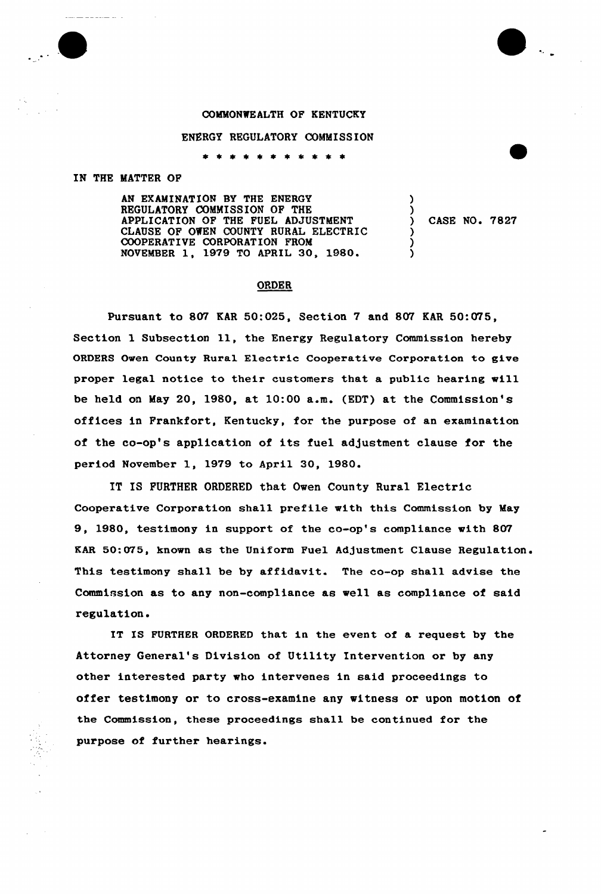COMMONWEALTH OF KENTUCKY

ENERGY REGULATORY COMMISSION

\* \* \* \* \* \* \* \* \* \* \*

IN THE MATTER OF

AN EXAMINATION BY THE ENERGY REGULATORY COMMISSION OF THE APPLICATION OF THE FUEL ADJUSTMENT CLAUSE OF OWEN COUNTY RURAL ELECTRIC COOPERATIVE CORPORATION FROM NOVEMBER 1, 1979 TO APRIL 30, 1980. ) CASE NO. 7827

ORDER

Pursuant to 807 KAR 50:025, Section 7 and 807 KAR 50:075, Section 1 Subsection 11, the Energy Regulatory Commission hereby ORDERS Owen County Rural Electric Cooperative Corporation to give proper legal notice to their customers that a public hearing will be held on May 20, 1980, at 10:00 a.m. (EDT) at the Commission's offices in Frankfort, Kentucky, for the purpose of an examination of the co-op's application of its fuel adjustment clause for the period November 1, 1979 to April 30, 1980.

IT IS FURTHER ORDERED that Owen County Rural Electric Cooperative Corporation shall prefile with this Commission by May 9, 1980, testimony in support of the co-op's compliance with 807 KAR 50:075, known as the Uniform Fuel Adjustment Clause Regulation. This testimony shall be by affidavit. The co-op shall advise the Commission as to any non-compliance as well as compliance of said regulation.

IT IS FURTHER ORDERED that in the event of a request by the Attorney General's Division of Utility Intervention or by any other interested party who intervenes in said proceedings to offer testimony or to cross-examine any witness or upon motion of the Commission, these proceedings shall be continued for the purpose of further hearings.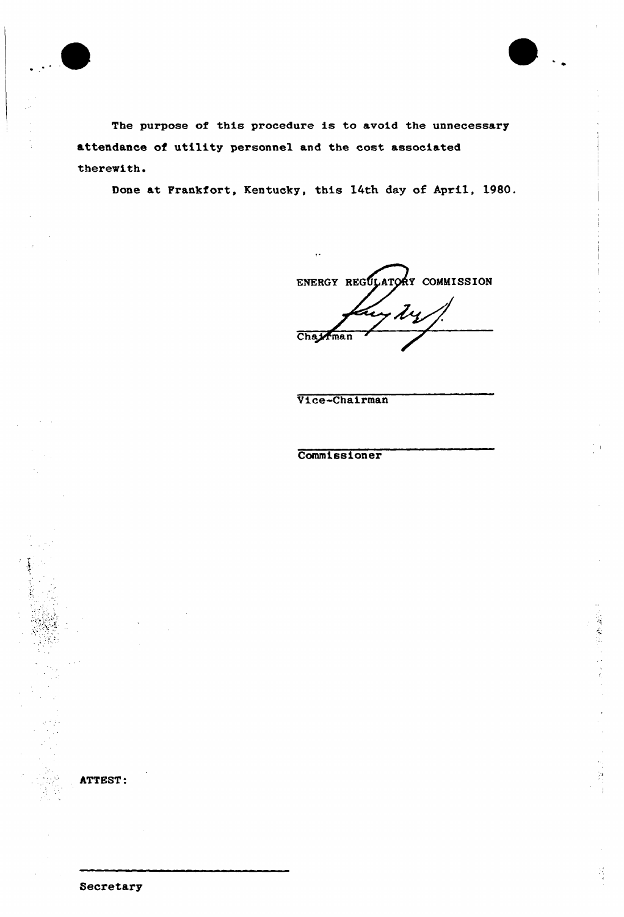The purpose of this procedure is to avoid the unnecessary attendance of utility personnel and the cost associated therewith.

Done at Frankfort, Kentucky, this 14th day of April, 1980.

ENERGY REGULATORY COMMISSION

Chairman

Vice-Chairman

Commissioner

ATTEST:

Secretary